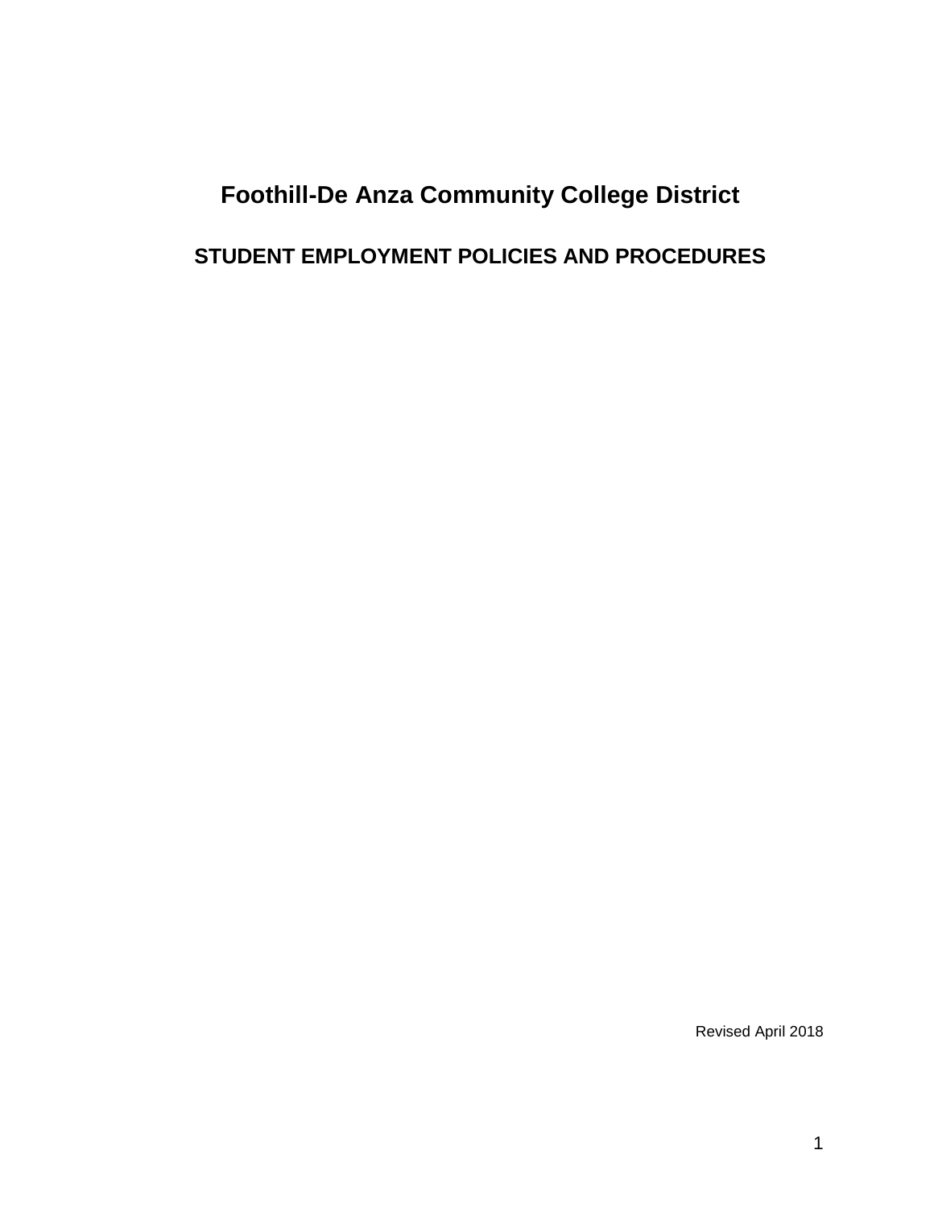# Foothill-De Anza Community College District

## STUDENT EMPLOYMENT POLICIES AND PROCEDURES

Revised April 2018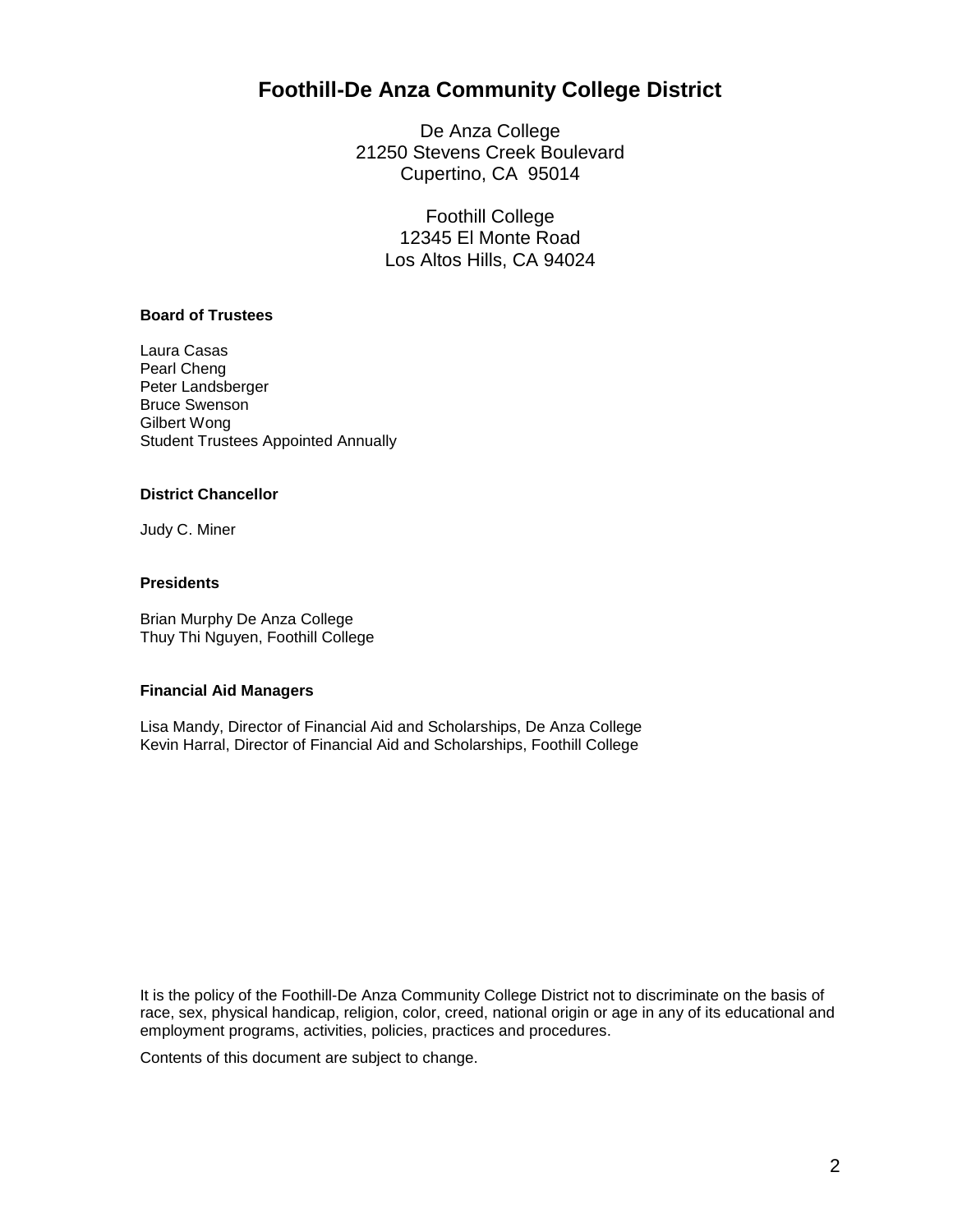# Foothill-De Anza Community College District

De Anza College
21250 Stevens Creek Boulevard
Cupertino, CA 95014

Foothill College
12345 El Monte Road
Los Altos Hills, CA 94024

**Board of Trustees**

Laura Casas
Pearl Cheng
Peter Landsberger
Bruce Swenson
Gilbert Wong
Student Trustees Appointed Annually

**District Chancellor**

Judy C. Miner

**Presidents**

Brian Murphy De Anza College
Thuy Thi Nguyen, Foothill College

**Financial Aid Managers**

Lisa Mandy, Director of Financial Aid and Scholarships, De Anza College
Kevin Harral, Director of Financial Aid and Scholarships, Foothill College

It is the policy of the Foothill-De Anza Community College District not to discriminate on the basis of race, sex, physical handicap, religion, color, creed, national origin or age in any of its educational and employment programs, activities, policies, practices and procedures.

Contents of this document are subject to change.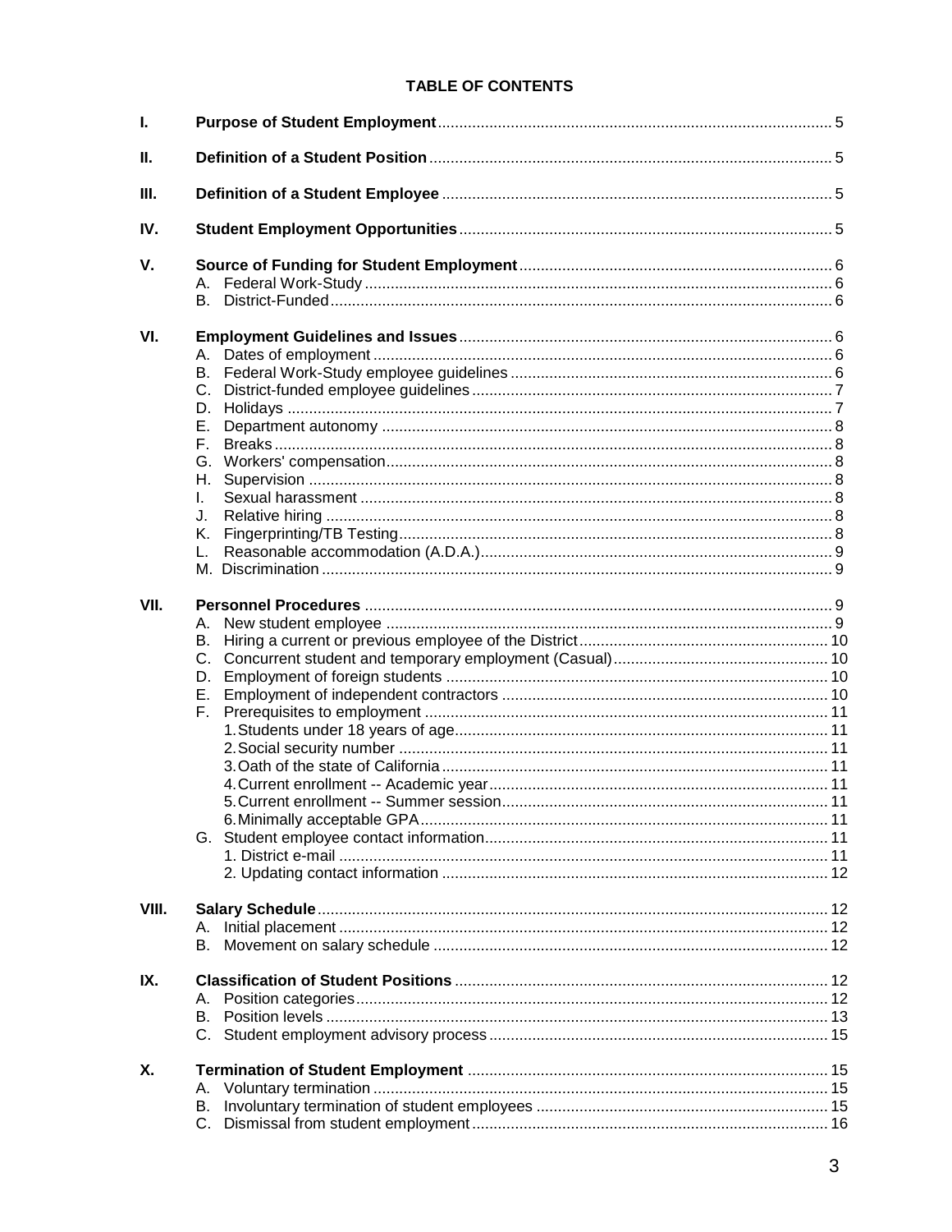# TABLE OF CONTENTS

| | | |
|---|---|---|
| **I.** | **Purpose of Student Employment** | 5 |
| **II.** | **Definition of a Student Position** | 5 |
| **III.** | **Definition of a Student Employee** | 5 |
| **IV.** | **Student Employment Opportunities** | 5 |
| **V.** | **Source of Funding for Student Employment** | 6 |
| | A. Federal Work-Study | 6 |
| | B. District-Funded | 6 |
| **VI.** | **Employment Guidelines and Issues** | 6 |
| | A. Dates of employment | 6 |
| | B. Federal Work-Study employee guidelines | 6 |
| | C. District-funded employee guidelines | 7 |
| | D. Holidays | 7 |
| | E. Department autonomy | 8 |
| | F. Breaks | 8 |
| | G. Workers' compensation | 8 |
| | H. Supervision | 8 |
| | I. Sexual harassment | 8 |
| | J. Relative hiring | 8 |
| | K. Fingerprinting/TB Testing | 8 |
| | L. Reasonable accommodation (A.D.A.) | 9 |
| | M. Discrimination | 9 |
| **VII.** | **Personnel Procedures** | 9 |
| | A. New student employee | 9 |
| | B. Hiring a current or previous employee of the District | 10 |
| | C. Concurrent student and temporary employment (Casual) | 10 |
| | D. Employment of foreign students | 10 |
| | E. Employment of independent contractors | 10 |
| | F. Prerequisites to employment | 11 |
| | 1. Students under 18 years of age | 11 |
| | 2. Social security number | 11 |
| | 3. Oath of the state of California | 11 |
| | 4. Current enrollment -- Academic year | 11 |
| | 5. Current enrollment -- Summer session | 11 |
| | 6. Minimally acceptable GPA | 11 |
| | G. Student employee contact information | 11 |
| | 1. District e-mail | 11 |
| | 2. Updating contact information | 12 |
| **VIII.** | **Salary Schedule** | 12 |
| | A. Initial placement | 12 |
| | B. Movement on salary schedule | 12 |
| **IX.** | **Classification of Student Positions** | 12 |
| | A. Position categories | 12 |
| | B. Position levels | 13 |
| | C. Student employment advisory process | 15 |
| **X.** | **Termination of Student Employment** | 15 |
| | A. Voluntary termination | 15 |
| | B. Involuntary termination of student employees | 15 |
| | C. Dismissal from student employment | 16 |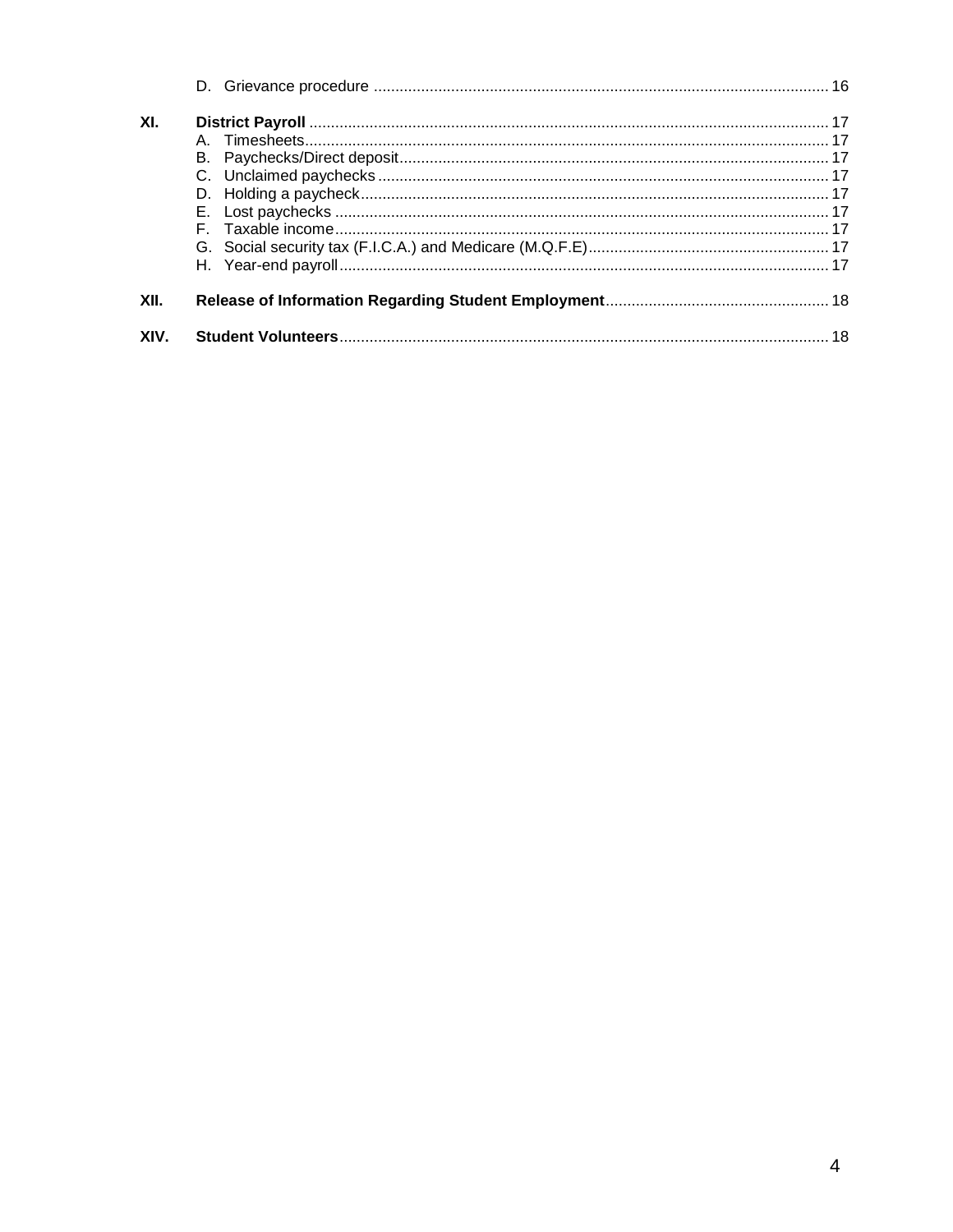D. Grievance procedure ........................................................................................................ 16

**XI. District Payroll** ........................................................................................................ 17

A. Timesheets........................................................................................................ 17
B. Paychecks/Direct deposit........................................................................................................ 17
C. Unclaimed paychecks ........................................................................................................ 17
D. Holding a paycheck........................................................................................................ 17
E. Lost paychecks ........................................................................................................ 17
F. Taxable income........................................................................................................ 17
G. Social security tax (F.I.C.A.) and Medicare (M.Q.F.E)........................................................ 17
H. Year-end payroll........................................................................................................ 17

**XII. Release of Information Regarding Student Employment**................................................... 18

**XIV. Student Volunteers**........................................................................................................ 18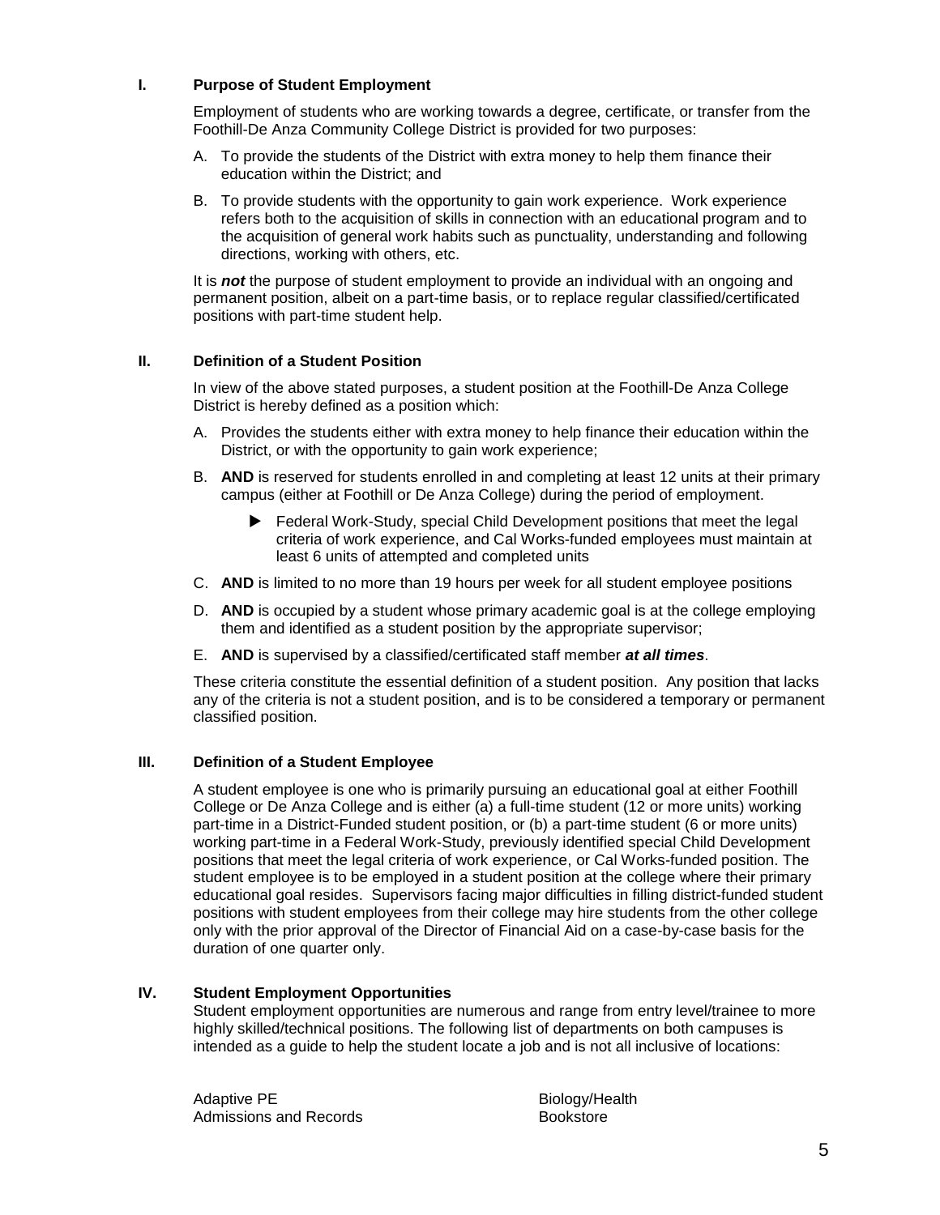## I. Purpose of Student Employment

Employment of students who are working towards a degree, certificate, or transfer from the Foothill-De Anza Community College District is provided for two purposes:

A. To provide the students of the District with extra money to help them finance their education within the District; and

B. To provide students with the opportunity to gain work experience. Work experience refers both to the acquisition of skills in connection with an educational program and to the acquisition of general work habits such as punctuality, understanding and following directions, working with others, etc.

It is ***not*** the purpose of student employment to provide an individual with an ongoing and permanent position, albeit on a part-time basis, or to replace regular classified/certificated positions with part-time student help.

## II. Definition of a Student Position

In view of the above stated purposes, a student position at the Foothill-De Anza College District is hereby defined as a position which:

A. Provides the students either with extra money to help finance their education within the District, or with the opportunity to gain work experience;

B. **AND** is reserved for students enrolled in and completing at least 12 units at their primary campus (either at Foothill or De Anza College) during the period of employment.

- ▶ Federal Work-Study, special Child Development positions that meet the legal criteria of work experience, and Cal Works-funded employees must maintain at least 6 units of attempted and completed units

C. **AND** is limited to no more than 19 hours per week for all student employee positions

D. **AND** is occupied by a student whose primary academic goal is at the college employing them and identified as a student position by the appropriate supervisor;

E. **AND** is supervised by a classified/certificated staff member ***at all times***.

These criteria constitute the essential definition of a student position. Any position that lacks any of the criteria is not a student position, and is to be considered a temporary or permanent classified position.

## III. Definition of a Student Employee

A student employee is one who is primarily pursuing an educational goal at either Foothill College or De Anza College and is either (a) a full-time student (12 or more units) working part-time in a District-Funded student position, or (b) a part-time student (6 or more units) working part-time in a Federal Work-Study, previously identified special Child Development positions that meet the legal criteria of work experience, or Cal Works-funded position. The student employee is to be employed in a student position at the college where their primary educational goal resides. Supervisors facing major difficulties in filling district-funded student positions with student employees from their college may hire students from the other college only with the prior approval of the Director of Financial Aid on a case-by-case basis for the duration of one quarter only.

## IV. Student Employment Opportunities

Student employment opportunities are numerous and range from entry level/trainee to more highly skilled/technical positions. The following list of departments on both campuses is intended as a guide to help the student locate a job and is not all inclusive of locations:

Adaptive PE
Admissions and Records
Biology/Health
Bookstore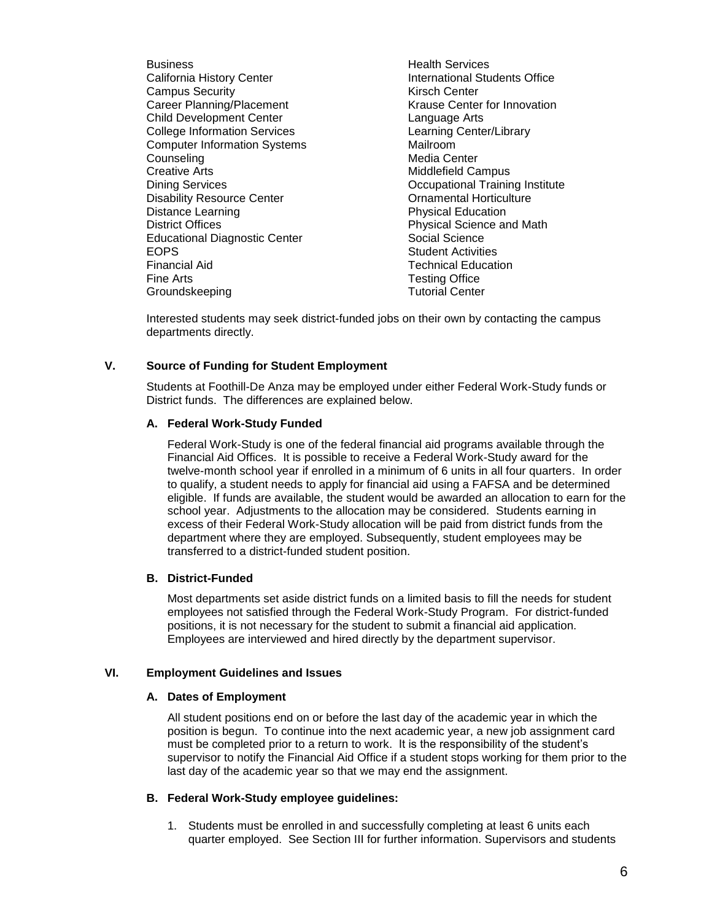- Business
- California History Center
- Campus Security
- Career Planning/Placement
- Child Development Center
- College Information Services
- Computer Information Systems
- Counseling
- Creative Arts
- Dining Services
- Disability Resource Center
- Distance Learning
- District Offices
- Educational Diagnostic Center
- EOPS
- Financial Aid
- Fine Arts
- Groundskeeping
- Health Services
- International Students Office
- Kirsch Center
- Krause Center for Innovation
- Language Arts
- Learning Center/Library
- Mailroom
- Media Center
- Middlefield Campus
- Occupational Training Institute
- Ornamental Horticulture
- Physical Education
- Physical Science and Math
- Social Science
- Student Activities
- Technical Education
- Testing Office
- Tutorial Center

Interested students may seek district-funded jobs on their own by contacting the campus departments directly.

## V. Source of Funding for Student Employment

Students at Foothill-De Anza may be employed under either Federal Work-Study funds or District funds. The differences are explained below.

### A. Federal Work-Study Funded

Federal Work-Study is one of the federal financial aid programs available through the Financial Aid Offices. It is possible to receive a Federal Work-Study award for the twelve-month school year if enrolled in a minimum of 6 units in all four quarters. In order to qualify, a student needs to apply for financial aid using a FAFSA and be determined eligible. If funds are available, the student would be awarded an allocation to earn for the school year. Adjustments to the allocation may be considered. Students earning in excess of their Federal Work-Study allocation will be paid from district funds from the department where they are employed. Subsequently, student employees may be transferred to a district-funded student position.

### B. District-Funded

Most departments set aside district funds on a limited basis to fill the needs for student employees not satisfied through the Federal Work-Study Program. For district-funded positions, it is not necessary for the student to submit a financial aid application. Employees are interviewed and hired directly by the department supervisor.

## VI. Employment Guidelines and Issues

### A. Dates of Employment

All student positions end on or before the last day of the academic year in which the position is begun. To continue into the next academic year, a new job assignment card must be completed prior to a return to work. It is the responsibility of the student's supervisor to notify the Financial Aid Office if a student stops working for them prior to the last day of the academic year so that we may end the assignment.

### B. Federal Work-Study employee guidelines:

1. Students must be enrolled in and successfully completing at least 6 units each quarter employed. See Section III for further information. Supervisors and students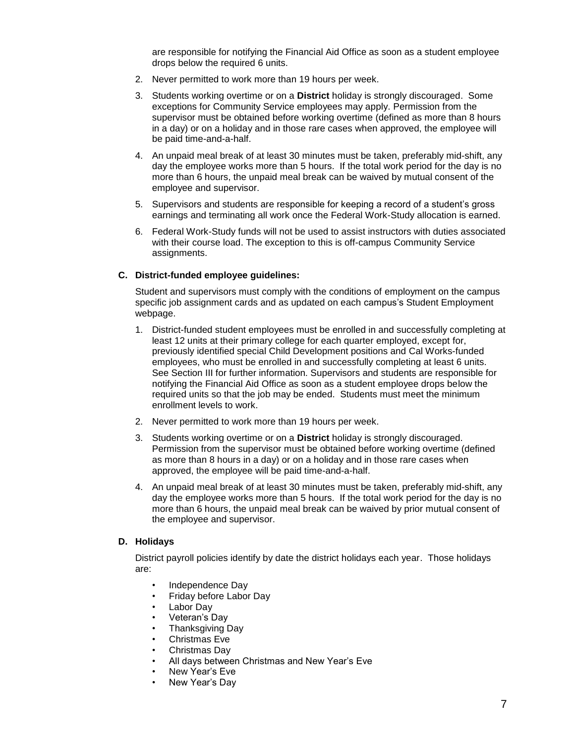are responsible for notifying the Financial Aid Office as soon as a student employee drops below the required 6 units.

2. Never permitted to work more than 19 hours per week.
3. Students working overtime or on a **District** holiday is strongly discouraged. Some exceptions for Community Service employees may apply. Permission from the supervisor must be obtained before working overtime (defined as more than 8 hours in a day) or on a holiday and in those rare cases when approved, the employee will be paid time-and-a-half.
4. An unpaid meal break of at least 30 minutes must be taken, preferably mid-shift, any day the employee works more than 5 hours. If the total work period for the day is no more than 6 hours, the unpaid meal break can be waived by mutual consent of the employee and supervisor.
5. Supervisors and students are responsible for keeping a record of a student's gross earnings and terminating all work once the Federal Work-Study allocation is earned.
6. Federal Work-Study funds will not be used to assist instructors with duties associated with their course load. The exception to this is off-campus Community Service assignments.

**C. District-funded employee guidelines:**

Student and supervisors must comply with the conditions of employment on the campus specific job assignment cards and as updated on each campus's Student Employment webpage.

1. District-funded student employees must be enrolled in and successfully completing at least 12 units at their primary college for each quarter employed, except for, previously identified special Child Development positions and Cal Works-funded employees, who must be enrolled in and successfully completing at least 6 units. See Section III for further information. Supervisors and students are responsible for notifying the Financial Aid Office as soon as a student employee drops below the required units so that the job may be ended. Students must meet the minimum enrollment levels to work.
2. Never permitted to work more than 19 hours per week.
3. Students working overtime or on a **District** holiday is strongly discouraged. Permission from the supervisor must be obtained before working overtime (defined as more than 8 hours in a day) or on a holiday and in those rare cases when approved, the employee will be paid time-and-a-half.
4. An unpaid meal break of at least 30 minutes must be taken, preferably mid-shift, any day the employee works more than 5 hours. If the total work period for the day is no more than 6 hours, the unpaid meal break can be waived by prior mutual consent of the employee and supervisor.

**D. Holidays**

District payroll policies identify by date the district holidays each year. Those holidays are:

- Independence Day
- Friday before Labor Day
- Labor Day
- Veteran's Day
- Thanksgiving Day
- Christmas Eve
- Christmas Day
- All days between Christmas and New Year's Eve
- New Year's Eve
- New Year's Day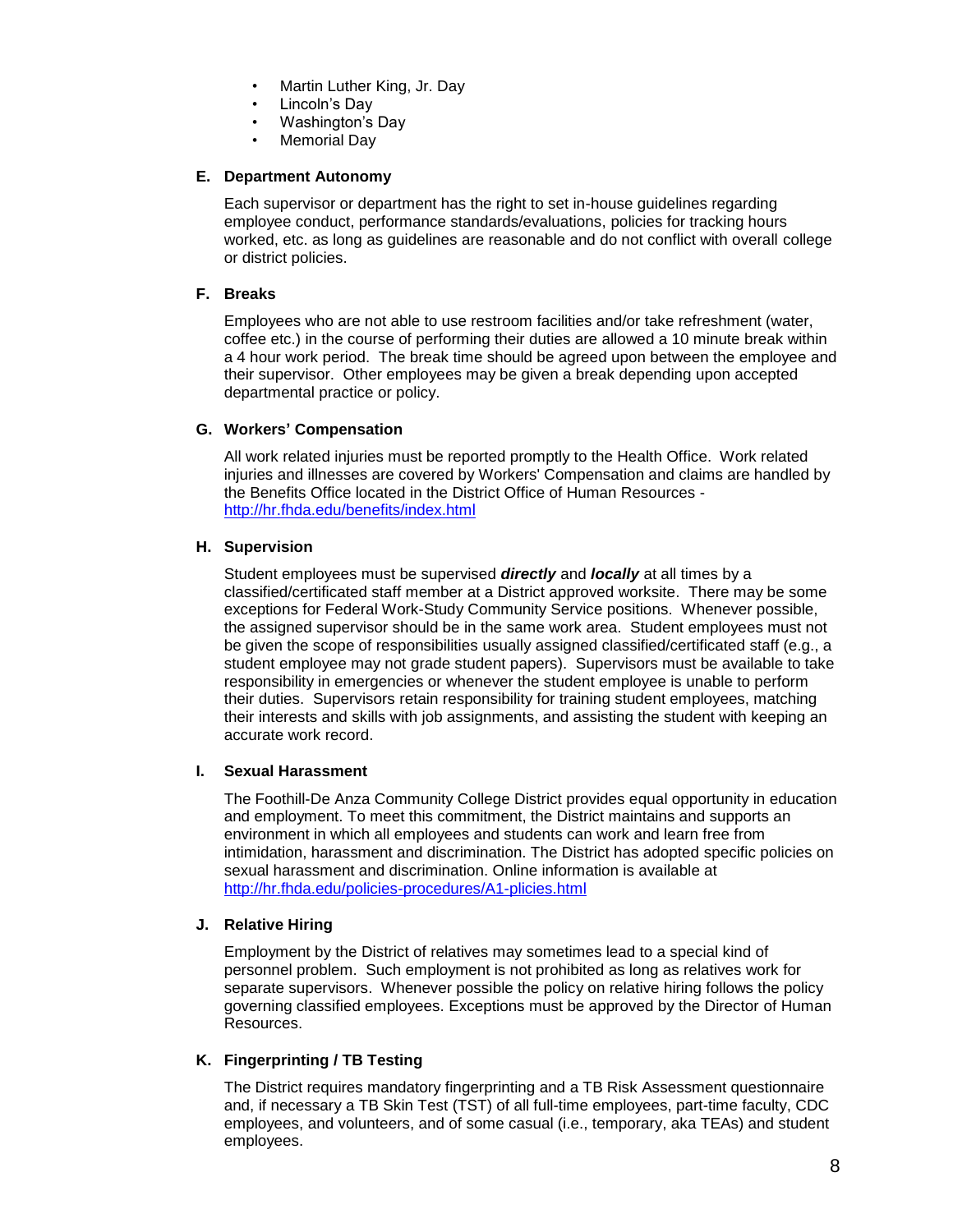- Martin Luther King, Jr. Day
- Lincoln's Day
- Washington's Day
- Memorial Day

### E. Department Autonomy

Each supervisor or department has the right to set in-house guidelines regarding employee conduct, performance standards/evaluations, policies for tracking hours worked, etc. as long as guidelines are reasonable and do not conflict with overall college or district policies.

### F. Breaks

Employees who are not able to use restroom facilities and/or take refreshment (water, coffee etc.) in the course of performing their duties are allowed a 10 minute break within a 4 hour work period. The break time should be agreed upon between the employee and their supervisor. Other employees may be given a break depending upon accepted departmental practice or policy.

### G. Workers' Compensation

All work related injuries must be reported promptly to the Health Office. Work related injuries and illnesses are covered by Workers' Compensation and claims are handled by the Benefits Office located in the District Office of Human Resources - http://hr.fhda.edu/benefits/index.html

### H. Supervision

Student employees must be supervised ***directly*** and ***locally*** at all times by a classified/certificated staff member at a District approved worksite. There may be some exceptions for Federal Work-Study Community Service positions. Whenever possible, the assigned supervisor should be in the same work area. Student employees must not be given the scope of responsibilities usually assigned classified/certificated staff (e.g., a student employee may not grade student papers). Supervisors must be available to take responsibility in emergencies or whenever the student employee is unable to perform their duties. Supervisors retain responsibility for training student employees, matching their interests and skills with job assignments, and assisting the student with keeping an accurate work record.

### I. Sexual Harassment

The Foothill-De Anza Community College District provides equal opportunity in education and employment. To meet this commitment, the District maintains and supports an environment in which all employees and students can work and learn free from intimidation, harassment and discrimination. The District has adopted specific policies on sexual harassment and discrimination. Online information is available at http://hr.fhda.edu/policies-procedures/A1-plicies.html

### J. Relative Hiring

Employment by the District of relatives may sometimes lead to a special kind of personnel problem. Such employment is not prohibited as long as relatives work for separate supervisors. Whenever possible the policy on relative hiring follows the policy governing classified employees. Exceptions must be approved by the Director of Human Resources.

### K. Fingerprinting / TB Testing

The District requires mandatory fingerprinting and a TB Risk Assessment questionnaire and, if necessary a TB Skin Test (TST) of all full-time employees, part-time faculty, CDC employees, and volunteers, and of some casual (i.e., temporary, aka TEAs) and student employees.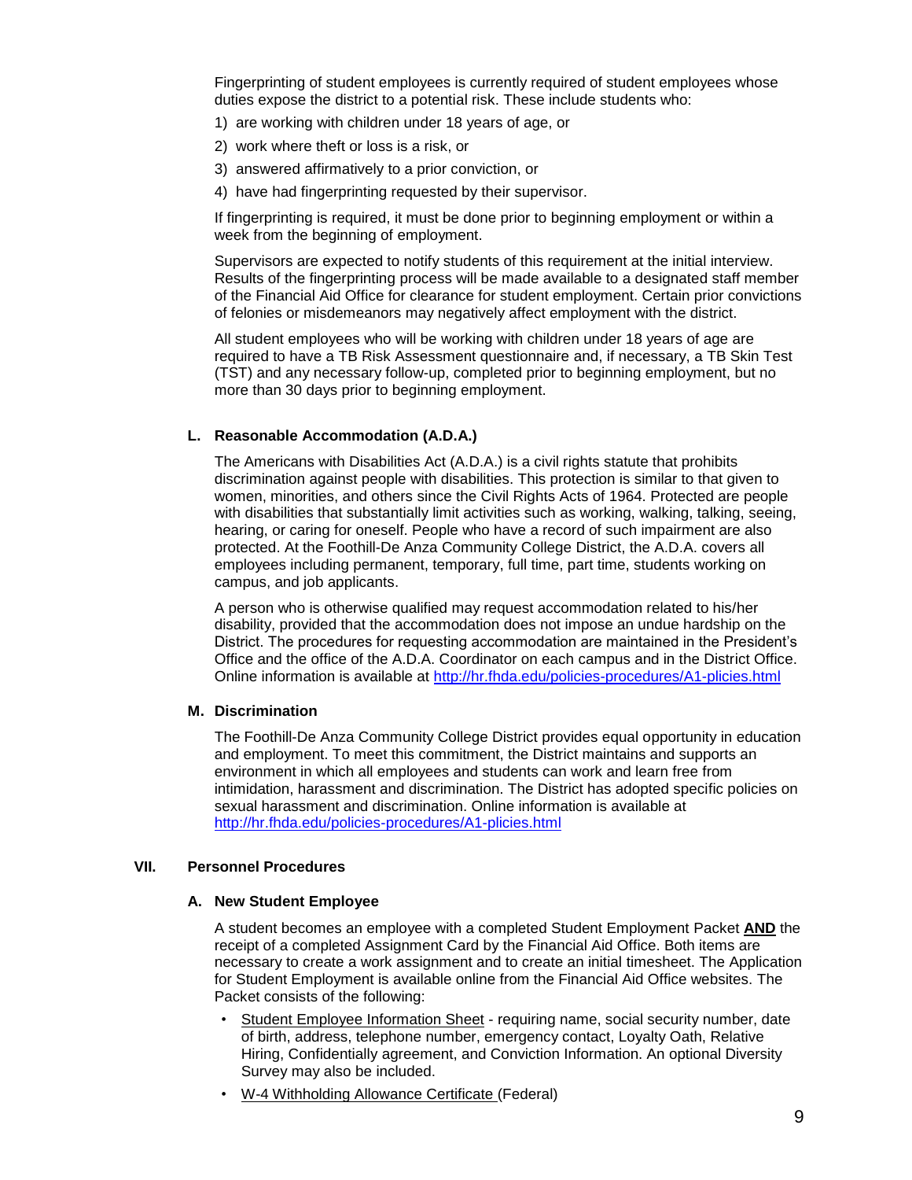Fingerprinting of student employees is currently required of student employees whose duties expose the district to a potential risk. These include students who:

1) are working with children under 18 years of age, or
2) work where theft or loss is a risk, or
3) answered affirmatively to a prior conviction, or
4) have had fingerprinting requested by their supervisor.

If fingerprinting is required, it must be done prior to beginning employment or within a week from the beginning of employment.

Supervisors are expected to notify students of this requirement at the initial interview. Results of the fingerprinting process will be made available to a designated staff member of the Financial Aid Office for clearance for student employment. Certain prior convictions of felonies or misdemeanors may negatively affect employment with the district.

All student employees who will be working with children under 18 years of age are required to have a TB Risk Assessment questionnaire and, if necessary, a TB Skin Test (TST) and any necessary follow-up, completed prior to beginning employment, but no more than 30 days prior to beginning employment.

### L. Reasonable Accommodation (A.D.A.)

The Americans with Disabilities Act (A.D.A.) is a civil rights statute that prohibits discrimination against people with disabilities. This protection is similar to that given to women, minorities, and others since the Civil Rights Acts of 1964. Protected are people with disabilities that substantially limit activities such as working, walking, talking, seeing, hearing, or caring for oneself. People who have a record of such impairment are also protected. At the Foothill-De Anza Community College District, the A.D.A. covers all employees including permanent, temporary, full time, part time, students working on campus, and job applicants.

A person who is otherwise qualified may request accommodation related to his/her disability, provided that the accommodation does not impose an undue hardship on the District. The procedures for requesting accommodation are maintained in the President's Office and the office of the A.D.A. Coordinator on each campus and in the District Office. Online information is available at http://hr.fhda.edu/policies-procedures/A1-plicies.html

### M. Discrimination

The Foothill-De Anza Community College District provides equal opportunity in education and employment. To meet this commitment, the District maintains and supports an environment in which all employees and students can work and learn free from intimidation, harassment and discrimination. The District has adopted specific policies on sexual harassment and discrimination. Online information is available at http://hr.fhda.edu/policies-procedures/A1-plicies.html

## VII. Personnel Procedures

### A. New Student Employee

A student becomes an employee with a completed Student Employment Packet **AND** the receipt of a completed Assignment Card by the Financial Aid Office. Both items are necessary to create a work assignment and to create an initial timesheet. The Application for Student Employment is available online from the Financial Aid Office websites. The Packet consists of the following:

- Student Employee Information Sheet - requiring name, social security number, date of birth, address, telephone number, emergency contact, Loyalty Oath, Relative Hiring, Confidentially agreement, and Conviction Information. An optional Diversity Survey may also be included.
- W-4 Withholding Allowance Certificate (Federal)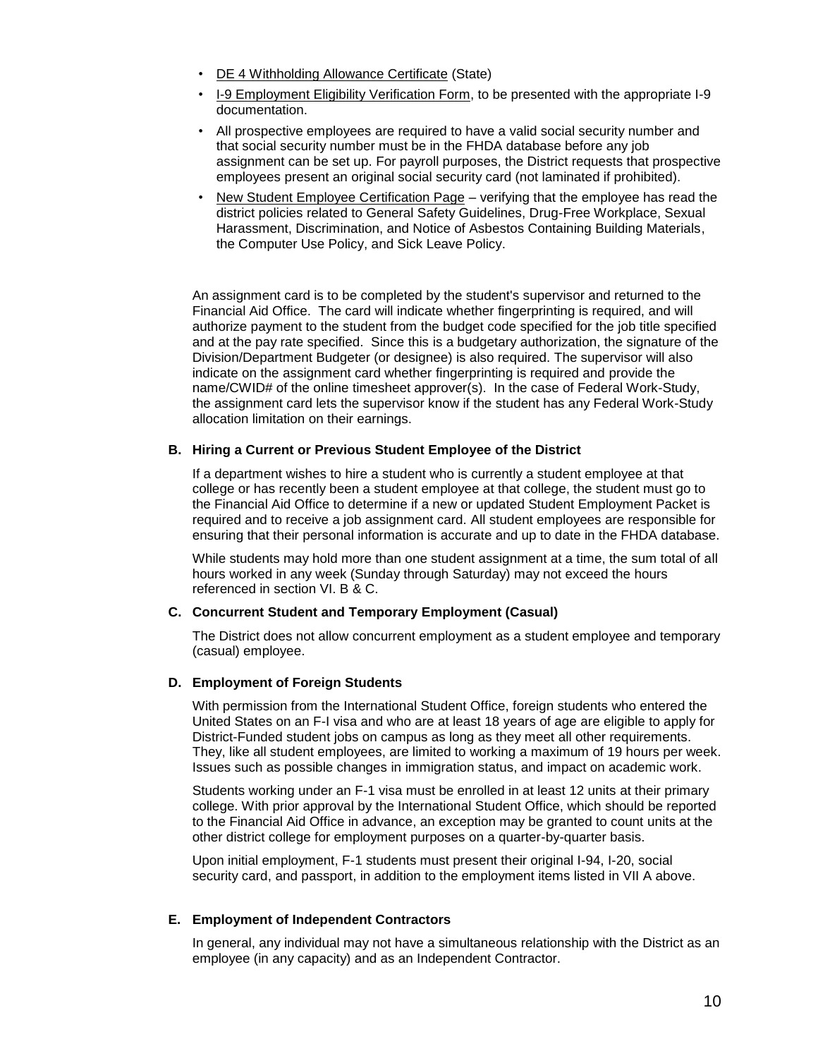- DE 4 Withholding Allowance Certificate (State)
- I-9 Employment Eligibility Verification Form, to be presented with the appropriate I-9 documentation.
- All prospective employees are required to have a valid social security number and that social security number must be in the FHDA database before any job assignment can be set up. For payroll purposes, the District requests that prospective employees present an original social security card (not laminated if prohibited).
- New Student Employee Certification Page – verifying that the employee has read the district policies related to General Safety Guidelines, Drug-Free Workplace, Sexual Harassment, Discrimination, and Notice of Asbestos Containing Building Materials, the Computer Use Policy, and Sick Leave Policy.

An assignment card is to be completed by the student's supervisor and returned to the Financial Aid Office. The card will indicate whether fingerprinting is required, and will authorize payment to the student from the budget code specified for the job title specified and at the pay rate specified. Since this is a budgetary authorization, the signature of the Division/Department Budgeter (or designee) is also required. The supervisor will also indicate on the assignment card whether fingerprinting is required and provide the name/CWID# of the online timesheet approver(s). In the case of Federal Work-Study, the assignment card lets the supervisor know if the student has any Federal Work-Study allocation limitation on their earnings.

**B. Hiring a Current or Previous Student Employee of the District**

If a department wishes to hire a student who is currently a student employee at that college or has recently been a student employee at that college, the student must go to the Financial Aid Office to determine if a new or updated Student Employment Packet is required and to receive a job assignment card. All student employees are responsible for ensuring that their personal information is accurate and up to date in the FHDA database.

While students may hold more than one student assignment at a time, the sum total of all hours worked in any week (Sunday through Saturday) may not exceed the hours referenced in section VI. B & C.

**C. Concurrent Student and Temporary Employment (Casual)**

The District does not allow concurrent employment as a student employee and temporary (casual) employee.

**D. Employment of Foreign Students**

With permission from the International Student Office, foreign students who entered the United States on an F-I visa and who are at least 18 years of age are eligible to apply for District-Funded student jobs on campus as long as they meet all other requirements. They, like all student employees, are limited to working a maximum of 19 hours per week. Issues such as possible changes in immigration status, and impact on academic work.

Students working under an F-1 visa must be enrolled in at least 12 units at their primary college. With prior approval by the International Student Office, which should be reported to the Financial Aid Office in advance, an exception may be granted to count units at the other district college for employment purposes on a quarter-by-quarter basis.

Upon initial employment, F-1 students must present their original I-94, I-20, social security card, and passport, in addition to the employment items listed in VII A above.

**E. Employment of Independent Contractors**

In general, any individual may not have a simultaneous relationship with the District as an employee (in any capacity) and as an Independent Contractor.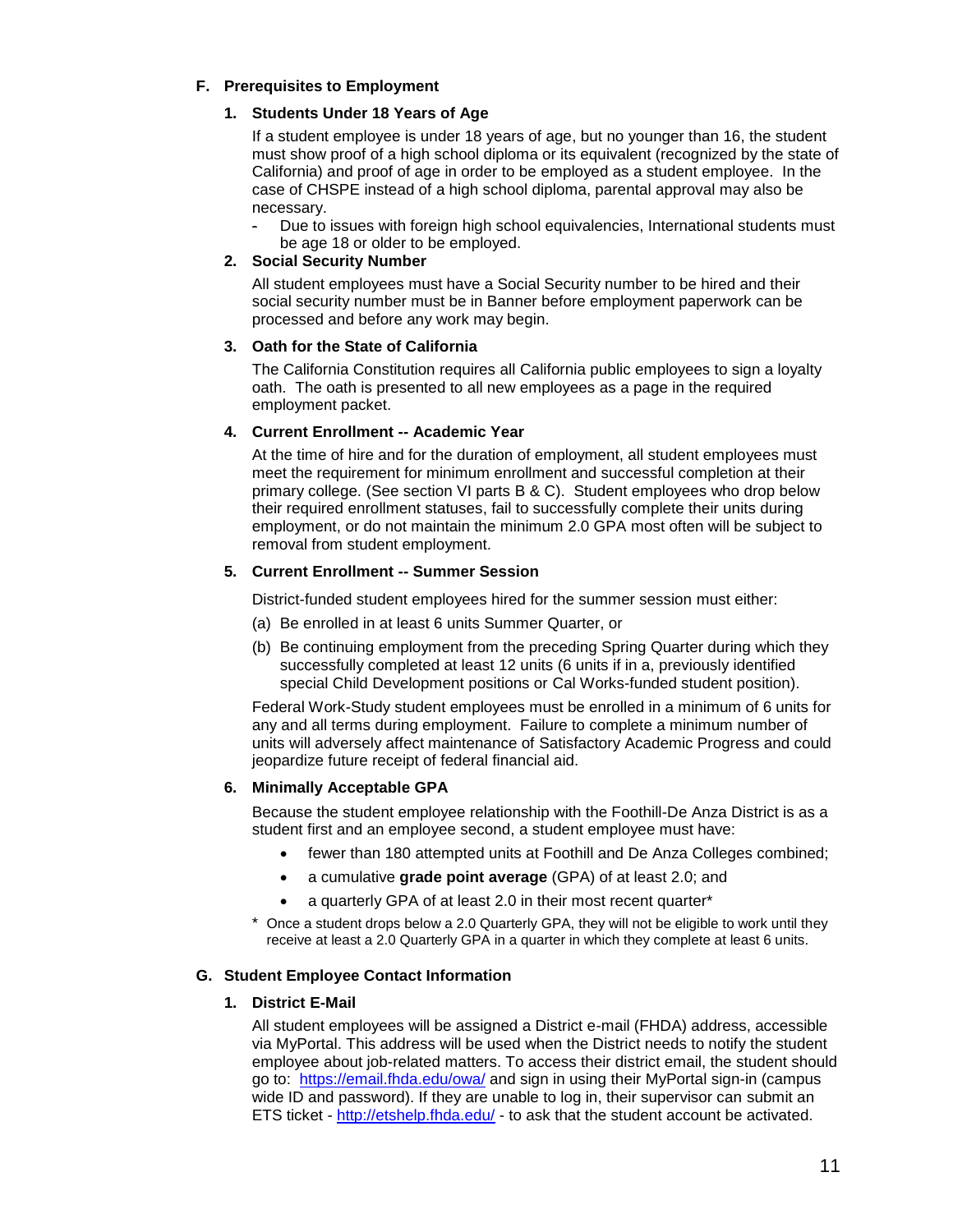## F. Prerequisites to Employment

### 1. Students Under 18 Years of Age

If a student employee is under 18 years of age, but no younger than 16, the student must show proof of a high school diploma or its equivalent (recognized by the state of California) and proof of age in order to be employed as a student employee. In the case of CHSPE instead of a high school diploma, parental approval may also be necessary.

- Due to issues with foreign high school equivalencies, International students must be age 18 or older to be employed.

### 2. Social Security Number

All student employees must have a Social Security number to be hired and their social security number must be in Banner before employment paperwork can be processed and before any work may begin.

### 3. Oath for the State of California

The California Constitution requires all California public employees to sign a loyalty oath. The oath is presented to all new employees as a page in the required employment packet.

### 4. Current Enrollment -- Academic Year

At the time of hire and for the duration of employment, all student employees must meet the requirement for minimum enrollment and successful completion at their primary college. (See section VI parts B & C). Student employees who drop below their required enrollment statuses, fail to successfully complete their units during employment, or do not maintain the minimum 2.0 GPA most often will be subject to removal from student employment.

### 5. Current Enrollment -- Summer Session

District-funded student employees hired for the summer session must either:

(a) Be enrolled in at least 6 units Summer Quarter, or

(b) Be continuing employment from the preceding Spring Quarter during which they successfully completed at least 12 units (6 units if in a, previously identified special Child Development positions or Cal Works-funded student position).

Federal Work-Study student employees must be enrolled in a minimum of 6 units for any and all terms during employment. Failure to complete a minimum number of units will adversely affect maintenance of Satisfactory Academic Progress and could jeopardize future receipt of federal financial aid.

### 6. Minimally Acceptable GPA

Because the student employee relationship with the Foothill-De Anza District is as a student first and an employee second, a student employee must have:

- fewer than 180 attempted units at Foothill and De Anza Colleges combined;
- a cumulative **grade point average** (GPA) of at least 2.0; and
- a quarterly GPA of at least 2.0 in their most recent quarter*

\* Once a student drops below a 2.0 Quarterly GPA, they will not be eligible to work until they receive at least a 2.0 Quarterly GPA in a quarter in which they complete at least 6 units.

## G. Student Employee Contact Information

### 1. District E-Mail

All student employees will be assigned a District e-mail (FHDA) address, accessible via MyPortal. This address will be used when the District needs to notify the student employee about job-related matters. To access their district email, the student should go to: https://email.fhda.edu/owa/ and sign in using their MyPortal sign-in (campus wide ID and password). If they are unable to log in, their supervisor can submit an ETS ticket - http://etshelp.fhda.edu/ - to ask that the student account be activated.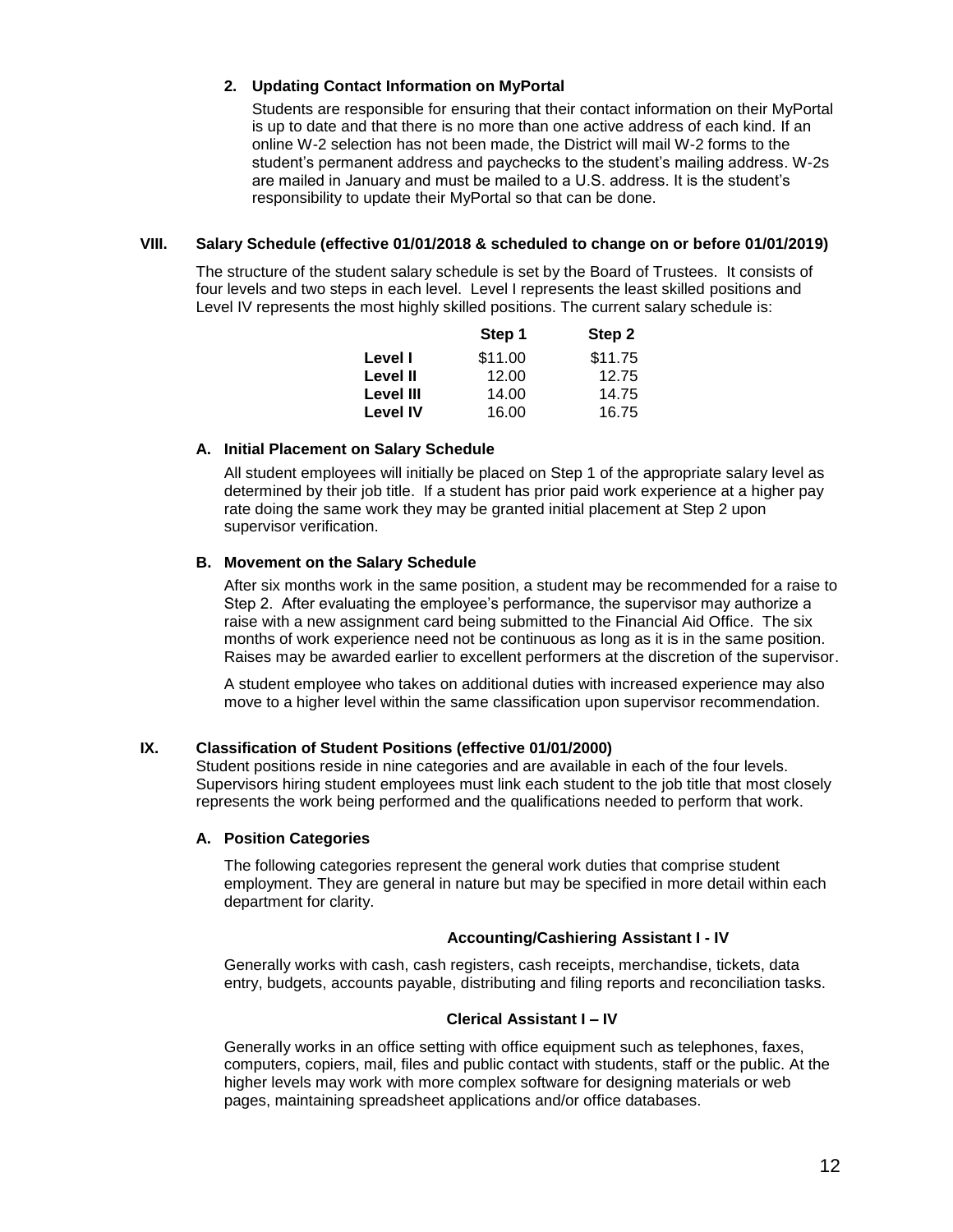**2. Updating Contact Information on MyPortal**

Students are responsible for ensuring that their contact information on their MyPortal is up to date and that there is no more than one active address of each kind. If an online W-2 selection has not been made, the District will mail W-2 forms to the student's permanent address and paychecks to the student's mailing address. W-2s are mailed in January and must be mailed to a U.S. address. It is the student's responsibility to update their MyPortal so that can be done.

## VIII. Salary Schedule (effective 01/01/2018 & scheduled to change on or before 01/01/2019)

The structure of the student salary schedule is set by the Board of Trustees. It consists of four levels and two steps in each level. Level I represents the least skilled positions and Level IV represents the most highly skilled positions. The current salary schedule is:

| | Step 1 | Step 2 |
|---|---|---|
| **Level I** | $11.00 | $11.75 |
| **Level II** | 12.00 | 12.75 |
| **Level III** | 14.00 | 14.75 |
| **Level IV** | 16.00 | 16.75 |

### A. Initial Placement on Salary Schedule

All student employees will initially be placed on Step 1 of the appropriate salary level as determined by their job title. If a student has prior paid work experience at a higher pay rate doing the same work they may be granted initial placement at Step 2 upon supervisor verification.

### B. Movement on the Salary Schedule

After six months work in the same position, a student may be recommended for a raise to Step 2. After evaluating the employee's performance, the supervisor may authorize a raise with a new assignment card being submitted to the Financial Aid Office. The six months of work experience need not be continuous as long as it is in the same position. Raises may be awarded earlier to excellent performers at the discretion of the supervisor.

A student employee who takes on additional duties with increased experience may also move to a higher level within the same classification upon supervisor recommendation.

## IX. Classification of Student Positions (effective 01/01/2000)

Student positions reside in nine categories and are available in each of the four levels. Supervisors hiring student employees must link each student to the job title that most closely represents the work being performed and the qualifications needed to perform that work.

### A. Position Categories

The following categories represent the general work duties that comprise student employment. They are general in nature but may be specified in more detail within each department for clarity.

**Accounting/Cashiering Assistant I - IV**

Generally works with cash, cash registers, cash receipts, merchandise, tickets, data entry, budgets, accounts payable, distributing and filing reports and reconciliation tasks.

**Clerical Assistant I – IV**

Generally works in an office setting with office equipment such as telephones, faxes, computers, copiers, mail, files and public contact with students, staff or the public. At the higher levels may work with more complex software for designing materials or web pages, maintaining spreadsheet applications and/or office databases.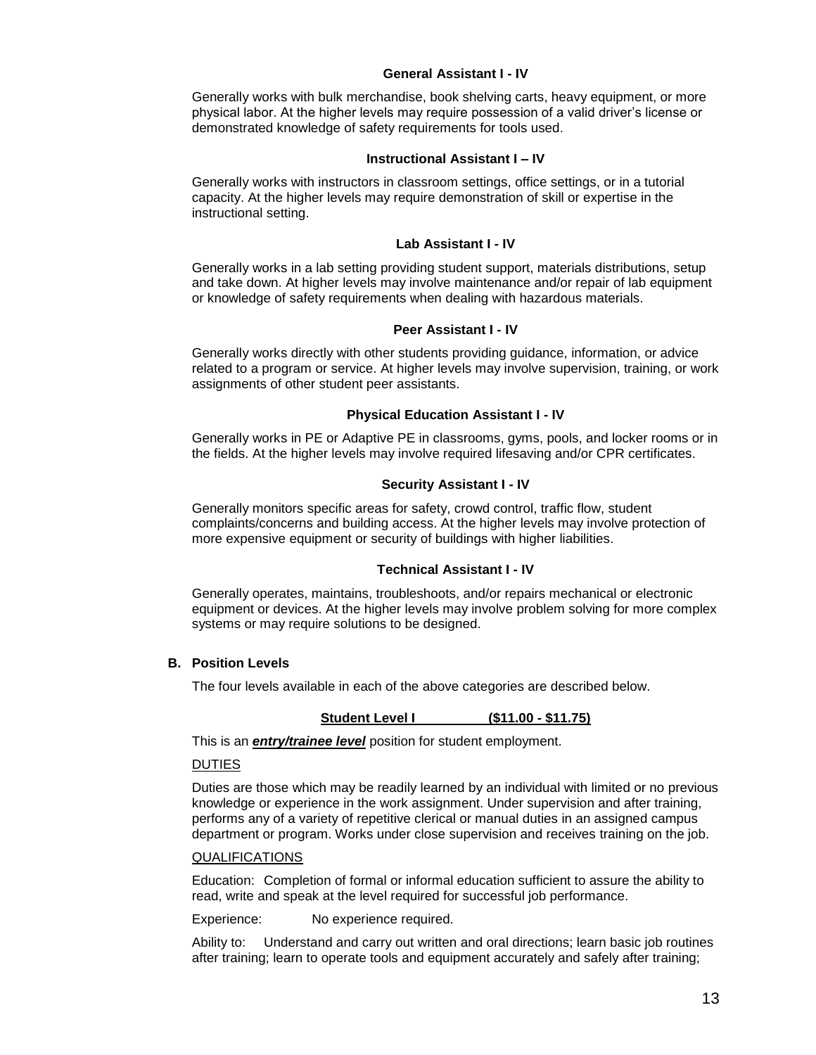**General Assistant I - IV**

Generally works with bulk merchandise, book shelving carts, heavy equipment, or more physical labor. At the higher levels may require possession of a valid driver's license or demonstrated knowledge of safety requirements for tools used.

**Instructional Assistant I – IV**

Generally works with instructors in classroom settings, office settings, or in a tutorial capacity. At the higher levels may require demonstration of skill or expertise in the instructional setting.

**Lab Assistant I - IV**

Generally works in a lab setting providing student support, materials distributions, setup and take down. At higher levels may involve maintenance and/or repair of lab equipment or knowledge of safety requirements when dealing with hazardous materials.

**Peer Assistant I - IV**

Generally works directly with other students providing guidance, information, or advice related to a program or service. At higher levels may involve supervision, training, or work assignments of other student peer assistants.

**Physical Education Assistant I - IV**

Generally works in PE or Adaptive PE in classrooms, gyms, pools, and locker rooms or in the fields. At the higher levels may involve required lifesaving and/or CPR certificates.

**Security Assistant I - IV**

Generally monitors specific areas for safety, crowd control, traffic flow, student complaints/concerns and building access. At the higher levels may involve protection of more expensive equipment or security of buildings with higher liabilities.

**Technical Assistant I - IV**

Generally operates, maintains, troubleshoots, and/or repairs mechanical or electronic equipment or devices. At the higher levels may involve problem solving for more complex systems or may require solutions to be designed.

## B. Position Levels

The four levels available in each of the above categories are described below.

**Student Level I ($11.00 - $11.75)**

This is an ***entry/trainee level*** position for student employment.

DUTIES

Duties are those which may be readily learned by an individual with limited or no previous knowledge or experience in the work assignment. Under supervision and after training, performs any of a variety of repetitive clerical or manual duties in an assigned campus department or program. Works under close supervision and receives training on the job.

QUALIFICATIONS

Education: Completion of formal or informal education sufficient to assure the ability to read, write and speak at the level required for successful job performance.

Experience: No experience required.

Ability to: Understand and carry out written and oral directions; learn basic job routines after training; learn to operate tools and equipment accurately and safely after training;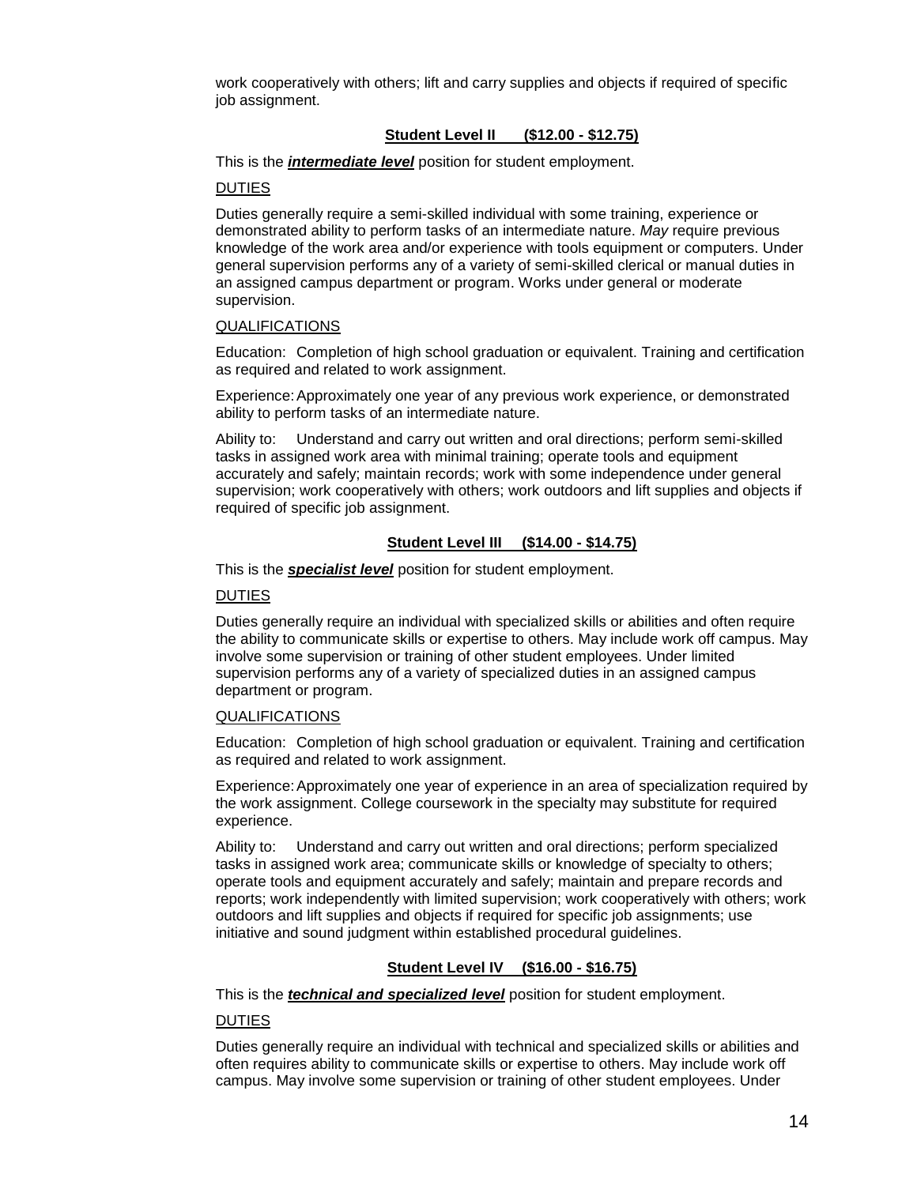work cooperatively with others; lift and carry supplies and objects if required of specific job assignment.

### Student Level II (\$12.00 - \$12.75)

This is the ***intermediate level*** position for student employment.

DUTIES

Duties generally require a semi-skilled individual with some training, experience or demonstrated ability to perform tasks of an intermediate nature. *May* require previous knowledge of the work area and/or experience with tools equipment or computers. Under general supervision performs any of a variety of semi-skilled clerical or manual duties in an assigned campus department or program. Works under general or moderate supervision.

QUALIFICATIONS

Education: Completion of high school graduation or equivalent. Training and certification as required and related to work assignment.

Experience: Approximately one year of any previous work experience, or demonstrated ability to perform tasks of an intermediate nature.

Ability to: Understand and carry out written and oral directions; perform semi-skilled tasks in assigned work area with minimal training; operate tools and equipment accurately and safely; maintain records; work with some independence under general supervision; work cooperatively with others; work outdoors and lift supplies and objects if required of specific job assignment.

### Student Level III (\$14.00 - \$14.75)

This is the ***specialist level*** position for student employment.

DUTIES

Duties generally require an individual with specialized skills or abilities and often require the ability to communicate skills or expertise to others. May include work off campus. May involve some supervision or training of other student employees. Under limited supervision performs any of a variety of specialized duties in an assigned campus department or program.

QUALIFICATIONS

Education: Completion of high school graduation or equivalent. Training and certification as required and related to work assignment.

Experience: Approximately one year of experience in an area of specialization required by the work assignment. College coursework in the specialty may substitute for required experience.

Ability to: Understand and carry out written and oral directions; perform specialized tasks in assigned work area; communicate skills or knowledge of specialty to others; operate tools and equipment accurately and safely; maintain and prepare records and reports; work independently with limited supervision; work cooperatively with others; work outdoors and lift supplies and objects if required for specific job assignments; use initiative and sound judgment within established procedural guidelines.

### Student Level IV (\$16.00 - \$16.75)

This is the ***technical and specialized level*** position for student employment.

DUTIES

Duties generally require an individual with technical and specialized skills or abilities and often requires ability to communicate skills or expertise to others. May include work off campus. May involve some supervision or training of other student employees. Under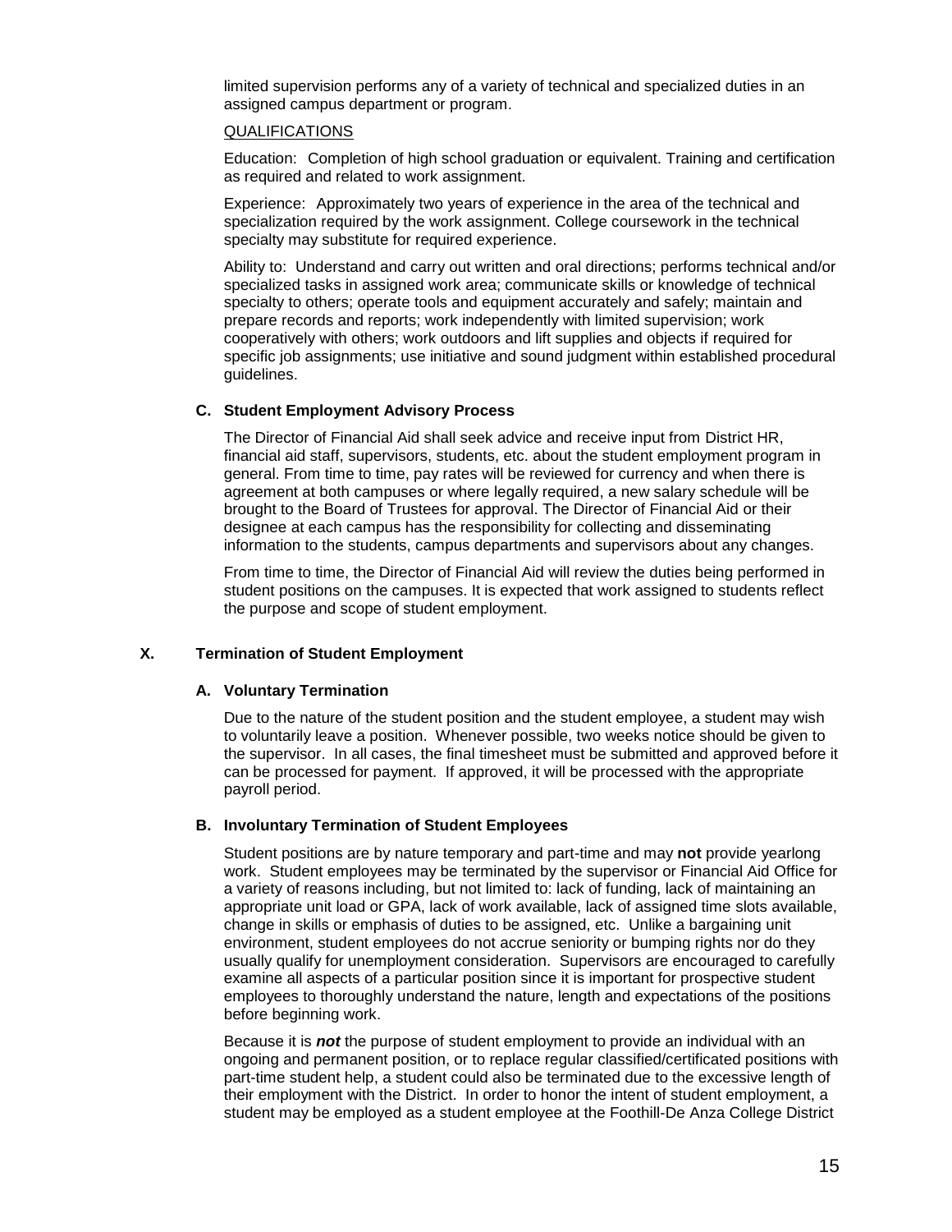limited supervision performs any of a variety of technical and specialized duties in an assigned campus department or program.

QUALIFICATIONS

Education: Completion of high school graduation or equivalent. Training and certification as required and related to work assignment.

Experience: Approximately two years of experience in the area of the technical and specialization required by the work assignment. College coursework in the technical specialty may substitute for required experience.

Ability to: Understand and carry out written and oral directions; performs technical and/or specialized tasks in assigned work area; communicate skills or knowledge of technical specialty to others; operate tools and equipment accurately and safely; maintain and prepare records and reports; work independently with limited supervision; work cooperatively with others; work outdoors and lift supplies and objects if required for specific job assignments; use initiative and sound judgment within established procedural guidelines.

### C. Student Employment Advisory Process

The Director of Financial Aid shall seek advice and receive input from District HR, financial aid staff, supervisors, students, etc. about the student employment program in general. From time to time, pay rates will be reviewed for currency and when there is agreement at both campuses or where legally required, a new salary schedule will be brought to the Board of Trustees for approval. The Director of Financial Aid or their designee at each campus has the responsibility for collecting and disseminating information to the students, campus departments and supervisors about any changes.

From time to time, the Director of Financial Aid will review the duties being performed in student positions on the campuses. It is expected that work assigned to students reflect the purpose and scope of student employment.

## X. Termination of Student Employment

### A. Voluntary Termination

Due to the nature of the student position and the student employee, a student may wish to voluntarily leave a position. Whenever possible, two weeks notice should be given to the supervisor. In all cases, the final timesheet must be submitted and approved before it can be processed for payment. If approved, it will be processed with the appropriate payroll period.

### B. Involuntary Termination of Student Employees

Student positions are by nature temporary and part-time and may **not** provide yearlong work. Student employees may be terminated by the supervisor or Financial Aid Office for a variety of reasons including, but not limited to: lack of funding, lack of maintaining an appropriate unit load or GPA, lack of work available, lack of assigned time slots available, change in skills or emphasis of duties to be assigned, etc. Unlike a bargaining unit environment, student employees do not accrue seniority or bumping rights nor do they usually qualify for unemployment consideration. Supervisors are encouraged to carefully examine all aspects of a particular position since it is important for prospective student employees to thoroughly understand the nature, length and expectations of the positions before beginning work.

Because it is ***not*** the purpose of student employment to provide an individual with an ongoing and permanent position, or to replace regular classified/certificated positions with part-time student help, a student could also be terminated due to the excessive length of their employment with the District. In order to honor the intent of student employment, a student may be employed as a student employee at the Foothill-De Anza College District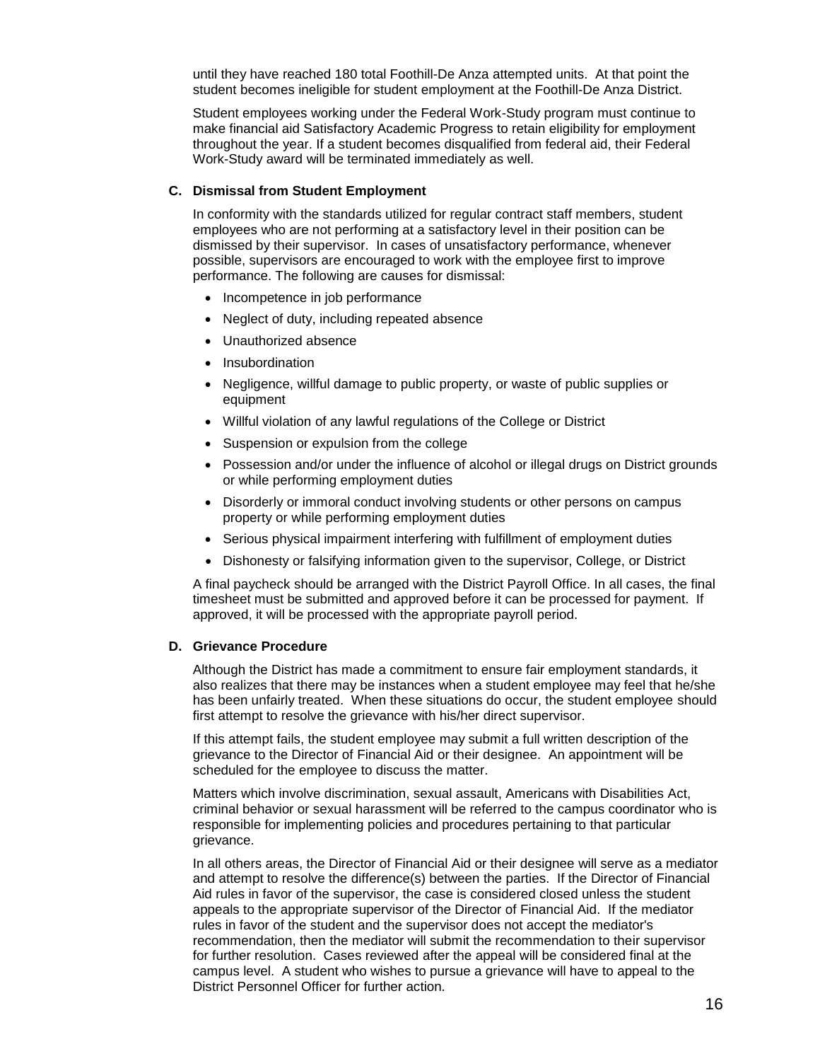until they have reached 180 total Foothill-De Anza attempted units. At that point the student becomes ineligible for student employment at the Foothill-De Anza District.

Student employees working under the Federal Work-Study program must continue to make financial aid Satisfactory Academic Progress to retain eligibility for employment throughout the year. If a student becomes disqualified from federal aid, their Federal Work-Study award will be terminated immediately as well.

### C. Dismissal from Student Employment

In conformity with the standards utilized for regular contract staff members, student employees who are not performing at a satisfactory level in their position can be dismissed by their supervisor. In cases of unsatisfactory performance, whenever possible, supervisors are encouraged to work with the employee first to improve performance. The following are causes for dismissal:

- Incompetence in job performance
- Neglect of duty, including repeated absence
- Unauthorized absence
- Insubordination
- Negligence, willful damage to public property, or waste of public supplies or equipment
- Willful violation of any lawful regulations of the College or District
- Suspension or expulsion from the college
- Possession and/or under the influence of alcohol or illegal drugs on District grounds or while performing employment duties
- Disorderly or immoral conduct involving students or other persons on campus property or while performing employment duties
- Serious physical impairment interfering with fulfillment of employment duties
- Dishonesty or falsifying information given to the supervisor, College, or District

A final paycheck should be arranged with the District Payroll Office. In all cases, the final timesheet must be submitted and approved before it can be processed for payment. If approved, it will be processed with the appropriate payroll period.

### D. Grievance Procedure

Although the District has made a commitment to ensure fair employment standards, it also realizes that there may be instances when a student employee may feel that he/she has been unfairly treated. When these situations do occur, the student employee should first attempt to resolve the grievance with his/her direct supervisor.

If this attempt fails, the student employee may submit a full written description of the grievance to the Director of Financial Aid or their designee. An appointment will be scheduled for the employee to discuss the matter.

Matters which involve discrimination, sexual assault, Americans with Disabilities Act, criminal behavior or sexual harassment will be referred to the campus coordinator who is responsible for implementing policies and procedures pertaining to that particular grievance.

In all others areas, the Director of Financial Aid or their designee will serve as a mediator and attempt to resolve the difference(s) between the parties. If the Director of Financial Aid rules in favor of the supervisor, the case is considered closed unless the student appeals to the appropriate supervisor of the Director of Financial Aid. If the mediator rules in favor of the student and the supervisor does not accept the mediator's recommendation, then the mediator will submit the recommendation to their supervisor for further resolution. Cases reviewed after the appeal will be considered final at the campus level. A student who wishes to pursue a grievance will have to appeal to the District Personnel Officer for further action.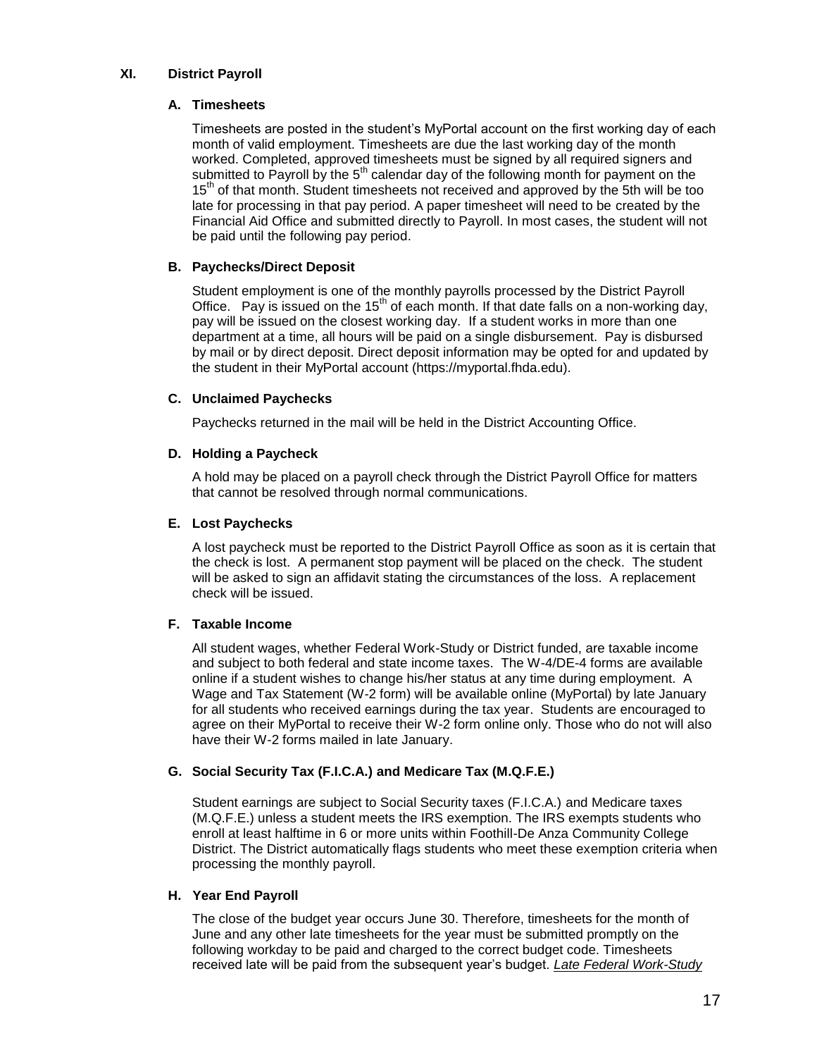## XI. District Payroll

### A. Timesheets

Timesheets are posted in the student's MyPortal account on the first working day of each month of valid employment. Timesheets are due the last working day of the month worked. Completed, approved timesheets must be signed by all required signers and submitted to Payroll by the 5th calendar day of the following month for payment on the 15th of that month. Student timesheets not received and approved by the 5th will be too late for processing in that pay period. A paper timesheet will need to be created by the Financial Aid Office and submitted directly to Payroll. In most cases, the student will not be paid until the following pay period.

### B. Paychecks/Direct Deposit

Student employment is one of the monthly payrolls processed by the District Payroll Office. Pay is issued on the 15th of each month. If that date falls on a non-working day, pay will be issued on the closest working day. If a student works in more than one department at a time, all hours will be paid on a single disbursement. Pay is disbursed by mail or by direct deposit. Direct deposit information may be opted for and updated by the student in their MyPortal account (https://myportal.fhda.edu).

### C. Unclaimed Paychecks

Paychecks returned in the mail will be held in the District Accounting Office.

### D. Holding a Paycheck

A hold may be placed on a payroll check through the District Payroll Office for matters that cannot be resolved through normal communications.

### E. Lost Paychecks

A lost paycheck must be reported to the District Payroll Office as soon as it is certain that the check is lost. A permanent stop payment will be placed on the check. The student will be asked to sign an affidavit stating the circumstances of the loss. A replacement check will be issued.

### F. Taxable Income

All student wages, whether Federal Work-Study or District funded, are taxable income and subject to both federal and state income taxes. The W-4/DE-4 forms are available online if a student wishes to change his/her status at any time during employment. A Wage and Tax Statement (W-2 form) will be available online (MyPortal) by late January for all students who received earnings during the tax year. Students are encouraged to agree on their MyPortal to receive their W-2 form online only. Those who do not will also have their W-2 forms mailed in late January.

### G. Social Security Tax (F.I.C.A.) and Medicare Tax (M.Q.F.E.)

Student earnings are subject to Social Security taxes (F.I.C.A.) and Medicare taxes (M.Q.F.E.) unless a student meets the IRS exemption. The IRS exempts students who enroll at least halftime in 6 or more units within Foothill-De Anza Community College District. The District automatically flags students who meet these exemption criteria when processing the monthly payroll.

### H. Year End Payroll

The close of the budget year occurs June 30. Therefore, timesheets for the month of June and any other late timesheets for the year must be submitted promptly on the following workday to be paid and charged to the correct budget code. Timesheets received late will be paid from the subsequent year's budget. *Late Federal Work-Study*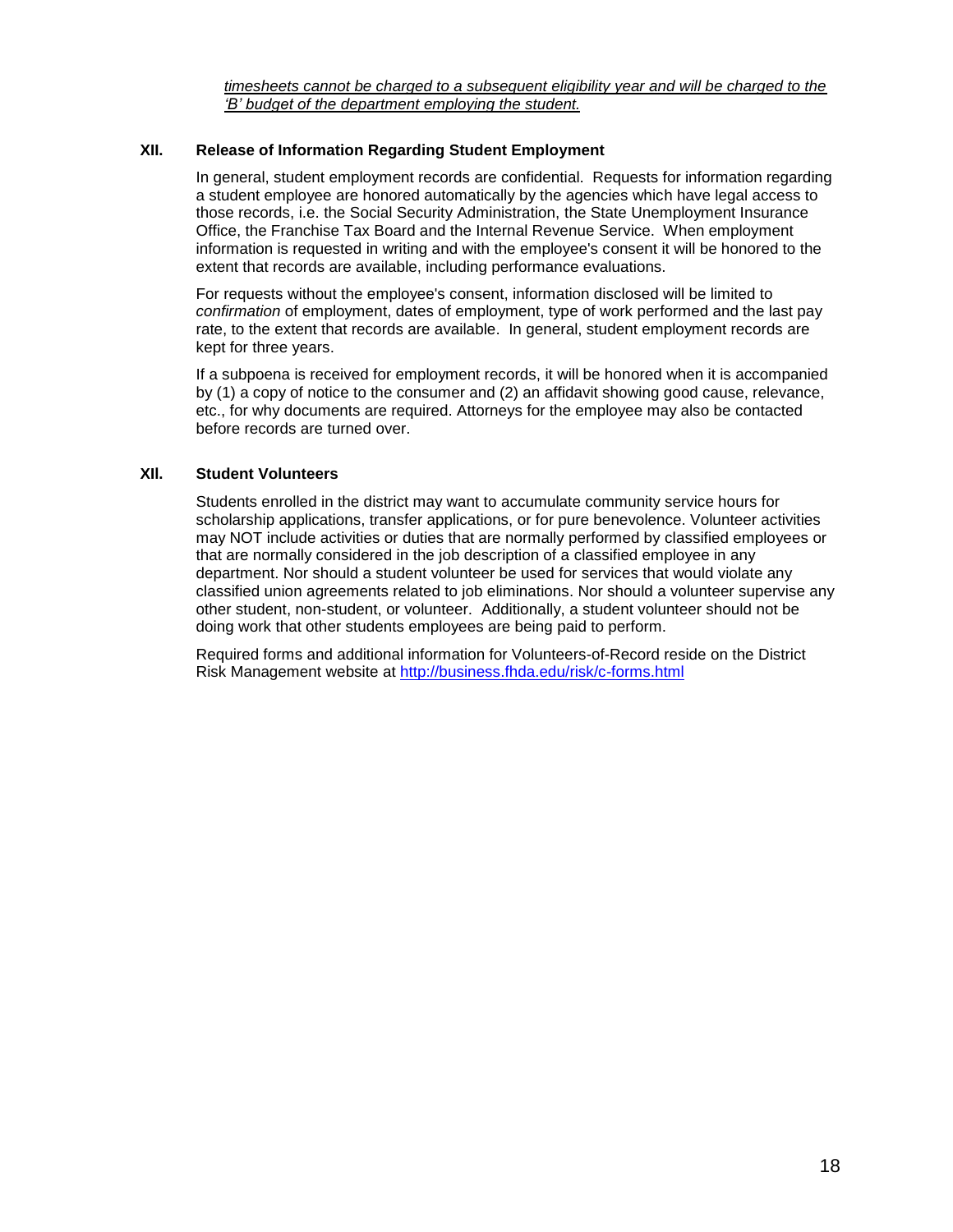*timesheets cannot be charged to a subsequent eligibility year and will be charged to the 'B' budget of the department employing the student.*

## XII. Release of Information Regarding Student Employment

In general, student employment records are confidential. Requests for information regarding a student employee are honored automatically by the agencies which have legal access to those records, i.e. the Social Security Administration, the State Unemployment Insurance Office, the Franchise Tax Board and the Internal Revenue Service. When employment information is requested in writing and with the employee's consent it will be honored to the extent that records are available, including performance evaluations.

For requests without the employee's consent, information disclosed will be limited to *confirmation* of employment, dates of employment, type of work performed and the last pay rate, to the extent that records are available. In general, student employment records are kept for three years.

If a subpoena is received for employment records, it will be honored when it is accompanied by (1) a copy of notice to the consumer and (2) an affidavit showing good cause, relevance, etc., for why documents are required. Attorneys for the employee may also be contacted before records are turned over.

## XII. Student Volunteers

Students enrolled in the district may want to accumulate community service hours for scholarship applications, transfer applications, or for pure benevolence. Volunteer activities may NOT include activities or duties that are normally performed by classified employees or that are normally considered in the job description of a classified employee in any department. Nor should a student volunteer be used for services that would violate any classified union agreements related to job eliminations. Nor should a volunteer supervise any other student, non-student, or volunteer. Additionally, a student volunteer should not be doing work that other students employees are being paid to perform.

Required forms and additional information for Volunteers-of-Record reside on the District Risk Management website at http://business.fhda.edu/risk/c-forms.html